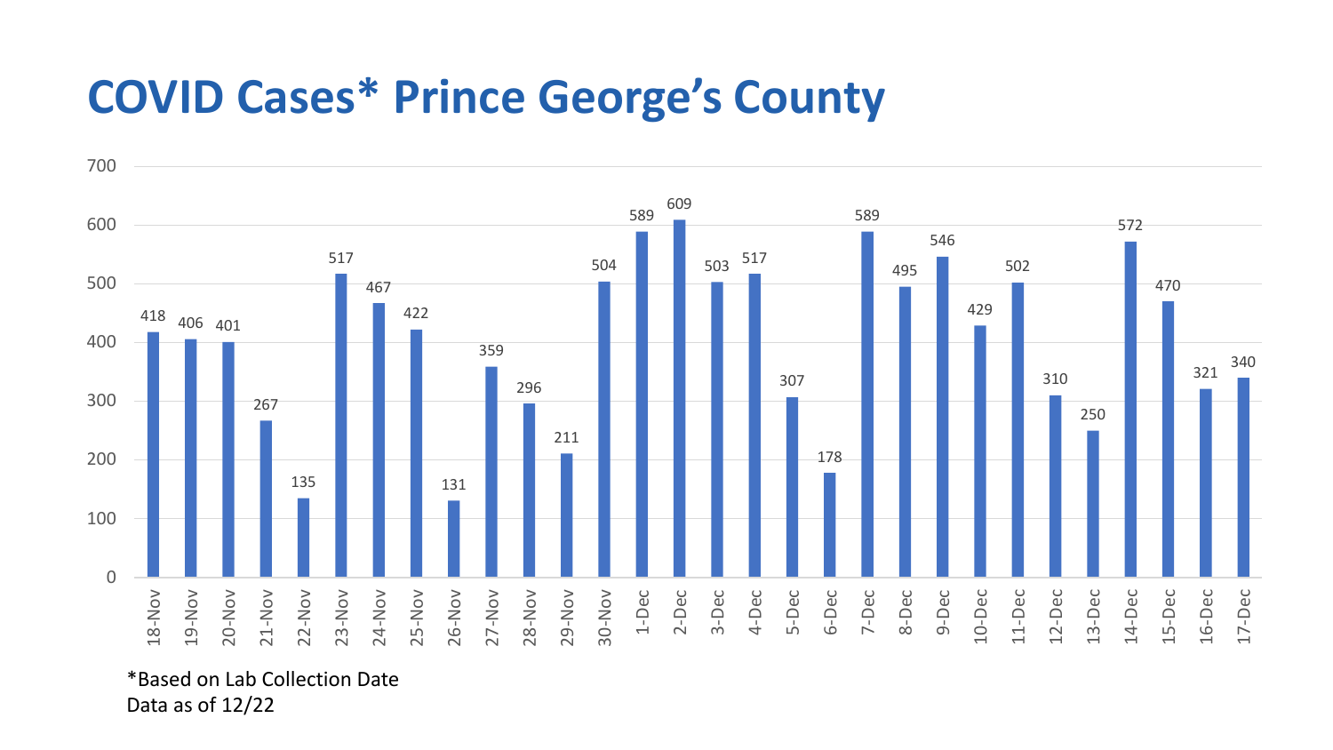# COVID Cases* Prince George's County

| Date | Cases |
|---|---|
| 18-Nov | 418 |
| 19-Nov | 406 |
| 20-Nov | 401 |
| 21-Nov | 267 |
| 22-Nov | 135 |
| 23-Nov | 517 |
| 24-Nov | 467 |
| 25-Nov | 422 |
| 26-Nov | 131 |
| 27-Nov | 359 |
| 28-Nov | 296 |
| 29-Nov | 211 |
| 30-Nov | 504 |
| 1-Dec | 589 |
| 2-Dec | 609 |
| 3-Dec | 503 |
| 4-Dec | 517 |
| 5-Dec | 307 |
| 6-Dec | 178 |
| 7-Dec | 589 |
| 8-Dec | 495 |
| 9-Dec | 546 |
| 10-Dec | 429 |
| 11-Dec | 502 |
| 12-Dec | 310 |
| 13-Dec | 250 |
| 14-Dec | 572 |
| 15-Dec | 470 |
| 16-Dec | 321 |
| 17-Dec | 340 |

*Based on Lab Collection Date
Data as of 12/22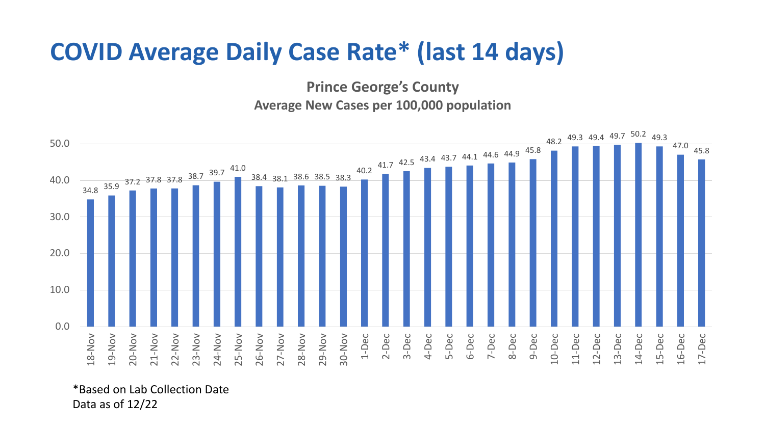# COVID Average Daily Case Rate* (last 14 days)

**Prince George's County**
**Average New Cases per 100,000 population**

| Date | Rate |
|---|---|
| 18-Nov | 34.8 |
| 19-Nov | 35.9 |
| 20-Nov | 37.2 |
| 21-Nov | 37.8 |
| 22-Nov | 37.8 |
| 23-Nov | 38.7 |
| 24-Nov | 39.7 |
| 25-Nov | 41.0 |
| 26-Nov | 38.4 |
| 27-Nov | 38.1 |
| 28-Nov | 38.6 |
| 29-Nov | 38.5 |
| 30-Nov | 38.3 |
| 1-Dec | 40.2 |
| 2-Dec | 41.7 |
| 3-Dec | 42.5 |
| 4-Dec | 43.4 |
| 5-Dec | 43.7 |
| 6-Dec | 44.1 |
| 7-Dec | 44.6 |
| 8-Dec | 44.9 |
| 9-Dec | 45.8 |
| 10-Dec | 48.2 |
| 11-Dec | 49.3 |
| 12-Dec | 49.4 |
| 13-Dec | 49.7 |
| 14-Dec | 50.2 |
| 15-Dec | 49.3 |
| 16-Dec | 47.0 |
| 17-Dec | 45.8 |

*Based on Lab Collection Date
Data as of 12/22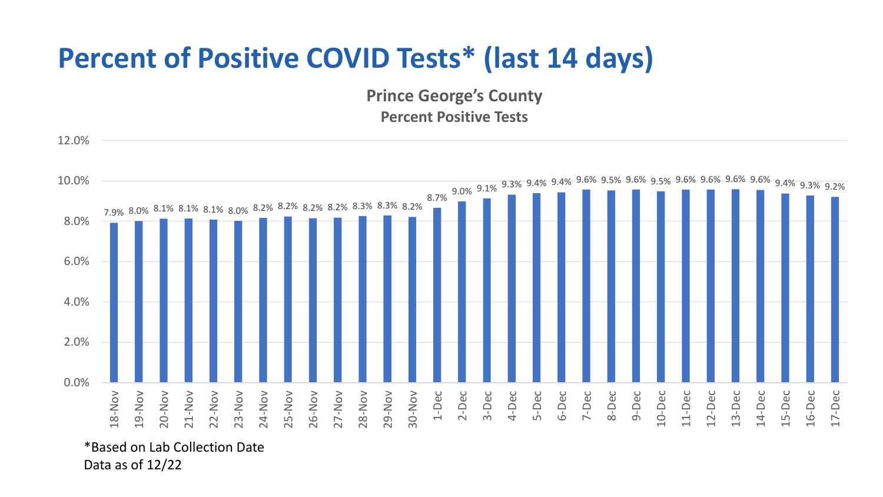# Percent of Positive COVID Tests* (last 14 days)

Prince George's County
Percent Positive Tests

12.0%
10.0%
8.0%
6.0%
4.0%
2.0%
0.0%

7.9% 8.0% 8.1% 8.1% 8.1% 8.0% 8.2% 8.2% 8.2% 8.2% 8.3% 8.3% 8.2% 8.7% 9.0% 9.1% 9.3% 9.4% 9.4% 9.6% 9.5% 9.6% 9.5% 9.6% 9.6% 9.6% 9.6% 9.4% 9.3% 9.2%

18-Nov 19-Nov 20-Nov 21-Nov 22-Nov 23-Nov 24-Nov 25-Nov 26-Nov 27-Nov 28-Nov 29-Nov 30-Nov 1-Dec 2-Dec 3-Dec 4-Dec 5-Dec 6-Dec 7-Dec 8-Dec 9-Dec 10-Dec 11-Dec 12-Dec 13-Dec 14-Dec 15-Dec 16-Dec 17-Dec

*Based on Lab Collection Date
Data as of 12/22